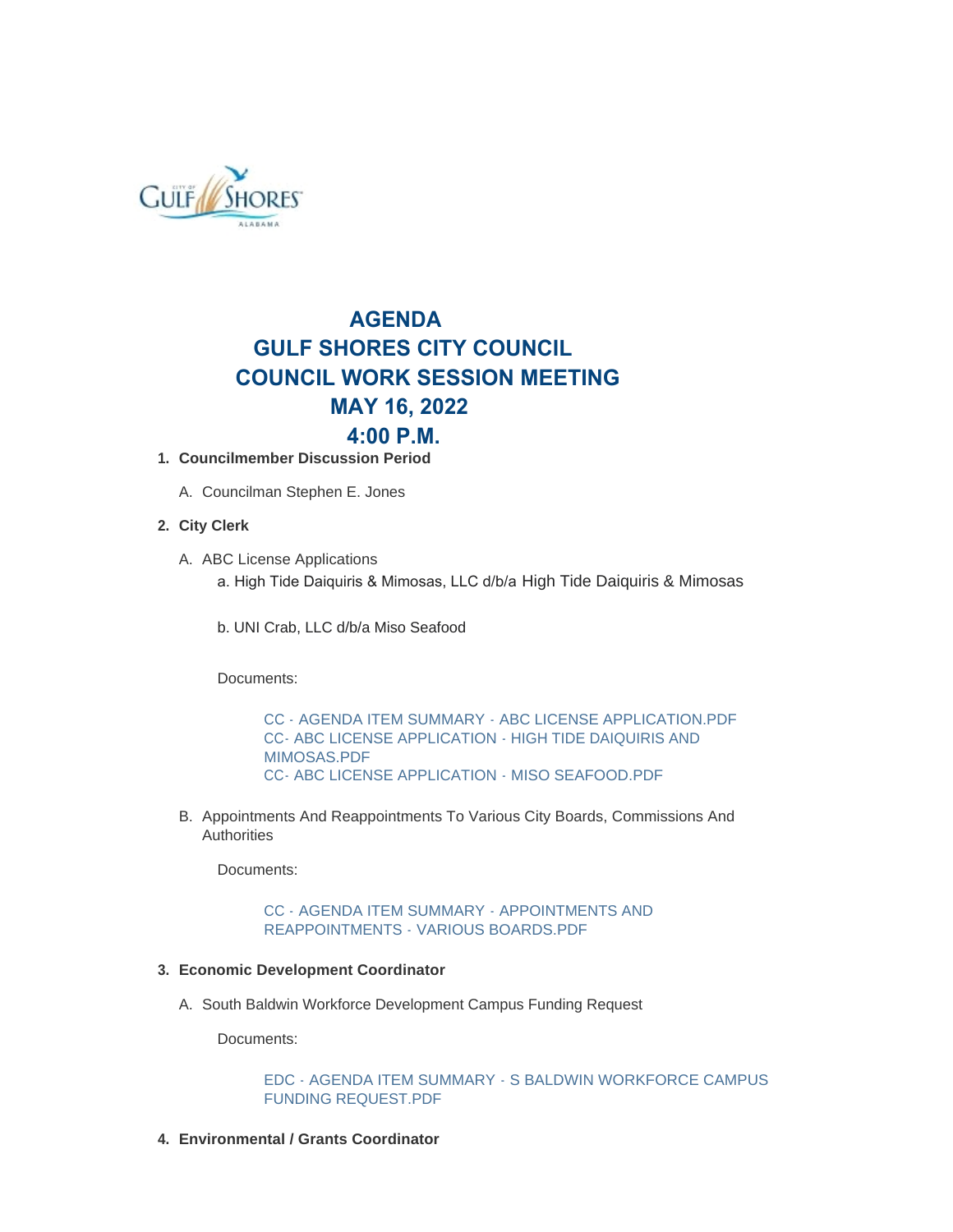# AGENDA
# GULF SHORES CITY COUNCIL
# COUNCIL WORK SESSION MEETING
# MAY 16, 2022
# 4:00 P.M.

1. **Councilmember Discussion Period**

   A. Councilman Stephen E. Jones

2. **City Clerk**

   A. ABC License Applications

      a. High Tide Daiquiris & Mimosas, LLC d/b/a High Tide Daiquiris & Mimosas

      b. UNI Crab, LLC d/b/a Miso Seafood

      Documents:

      CC - AGENDA ITEM SUMMARY - ABC LICENSE APPLICATION.PDF
      CC- ABC LICENSE APPLICATION - HIGH TIDE DAIQUIRIS AND MIMOSAS.PDF
      CC- ABC LICENSE APPLICATION - MISO SEAFOOD.PDF

   B. Appointments And Reappointments To Various City Boards, Commissions And Authorities

      Documents:

      CC - AGENDA ITEM SUMMARY - APPOINTMENTS AND REAPPOINTMENTS - VARIOUS BOARDS.PDF

3. **Economic Development Coordinator**

   A. South Baldwin Workforce Development Campus Funding Request

      Documents:

      EDC - AGENDA ITEM SUMMARY - S BALDWIN WORKFORCE CAMPUS FUNDING REQUEST.PDF

4. **Environmental / Grants Coordinator**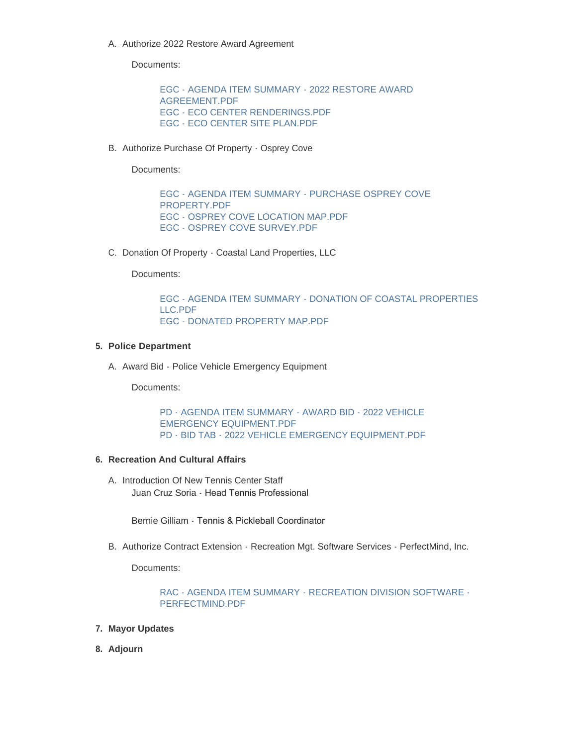A. Authorize 2022 Restore Award Agreement

   Documents:

   EGC - AGENDA ITEM SUMMARY - 2022 RESTORE AWARD AGREEMENT.PDF
   EGC - ECO CENTER RENDERINGS.PDF
   EGC - ECO CENTER SITE PLAN.PDF

B. Authorize Purchase Of Property - Osprey Cove

   Documents:

   EGC - AGENDA ITEM SUMMARY - PURCHASE OSPREY COVE PROPERTY.PDF
   EGC - OSPREY COVE LOCATION MAP.PDF
   EGC - OSPREY COVE SURVEY.PDF

C. Donation Of Property - Coastal Land Properties, LLC

   Documents:

   EGC - AGENDA ITEM SUMMARY - DONATION OF COASTAL PROPERTIES LLC.PDF
   EGC - DONATED PROPERTY MAP.PDF

5. **Police Department**

   A. Award Bid - Police Vehicle Emergency Equipment

   Documents:

   PD - AGENDA ITEM SUMMARY - AWARD BID - 2022 VEHICLE EMERGENCY EQUIPMENT.PDF
   PD - BID TAB - 2022 VEHICLE EMERGENCY EQUIPMENT.PDF

6. **Recreation And Cultural Affairs**

   A. Introduction Of New Tennis Center Staff
   Juan Cruz Soria - Head Tennis Professional

   Bernie Gilliam - Tennis & Pickleball Coordinator

   B. Authorize Contract Extension - Recreation Mgt. Software Services - PerfectMind, Inc.

   Documents:

   RAC - AGENDA ITEM SUMMARY - RECREATION DIVISION SOFTWARE - PERFECTMIND.PDF

7. **Mayor Updates**

8. **Adjourn**